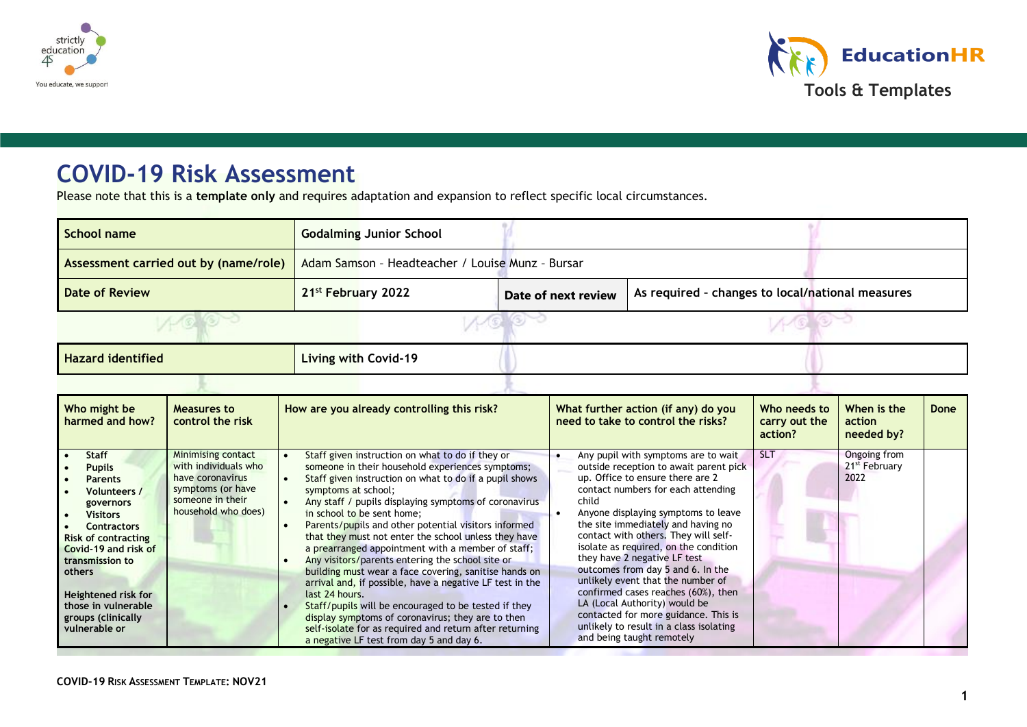# COVID-19 Risk Assessment

Please note that this is a **template only** and requires adaptation and expansion to reflect specific local circumstances.

| School name | Godalming Junior School | | |
|---|---|---|---|
| Assessment carried out by (name/role) | Adam Samson – Headteacher / Louise Munz – Bursar | | |
| Date of Review | 21st February 2022 | Date of next review | As required – changes to local/national measures |

| Hazard identified | Living with Covid-19 |
|---|---|

| Who might be harmed and how? | Measures to control the risk | How are you already controlling this risk? | What further action (if any) do you need to take to control the risks? | Who needs to carry out the action? | When is the action needed by? | Done |
|---|---|---|---|---|---|---|
| • Staff<br>• Pupils<br>• Parents<br>• Volunteers / governors<br>• Visitors<br>• Contractors<br>Risk of contracting Covid-19 and risk of transmission to others<br><br>Heightened risk for those in vulnerable groups (clinically vulnerable or | Minimising contact with individuals who have coronavirus symptoms (or have someone in their household who does) | • Staff given instruction on what to do if they or someone in their household experiences symptoms;<br>• Staff given instruction on what to do if a pupil shows symptoms at school;<br>• Any staff / pupils displaying symptoms of coronavirus in school to be sent home;<br>• Parents/pupils and other potential visitors informed that they must not enter the school unless they have a prearranged appointment with a member of staff;<br>• Any visitors/parents entering the school site or building must wear a face covering, sanitise hands on arrival and, if possible, have a negative LF test in the last 24 hours.<br>• Staff/pupils will be encouraged to be tested if they display symptoms of coronavirus; they are to then self-isolate for as required and return after returning a negative LF test from day 5 and day 6. | • Any pupil with symptoms are to wait outside reception to await parent pick up. Office to ensure there are 2 contact numbers for each attending child<br>• Anyone displaying symptoms to leave the site immediately and having no contact with others. They will self-isolate as required, on the condition they have 2 negative LF test outcomes from day 5 and 6. In the unlikely event that the number of confirmed cases reaches (60%), then LA (Local Authority) would be contacted for more guidance. This is unlikely to result in a class isolating and being taught remotely | SLT | Ongoing from 21st February 2022 | |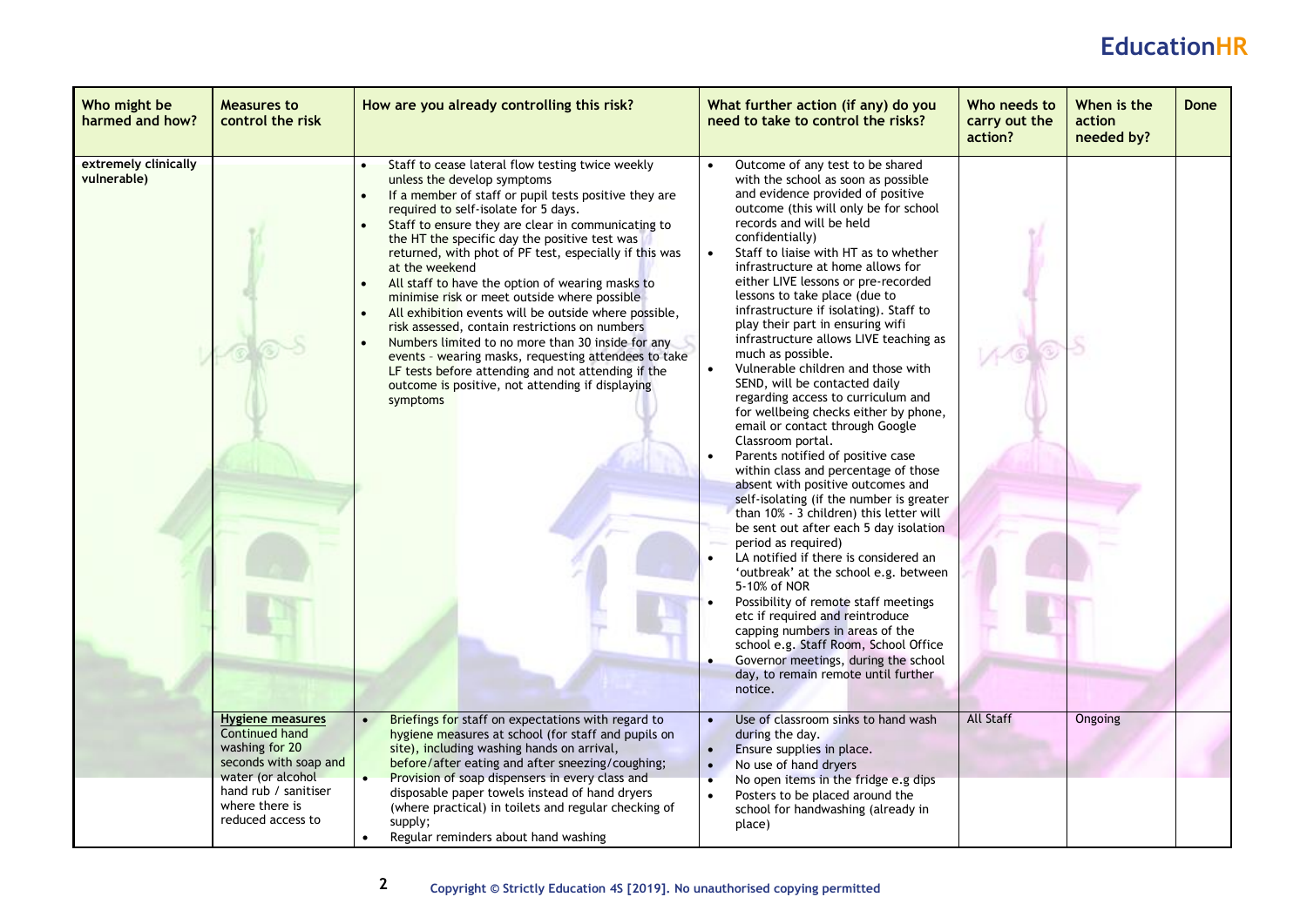| Who might be harmed and how? | Measures to control the risk | How are you already controlling this risk? | What further action (if any) do you need to take to control the risks? | Who needs to carry out the action? | When is the action needed by? | Done |
|---|---|---|---|---|---|---|
| extremely clinically vulnerable) | | • Staff to cease lateral flow testing twice weekly unless the develop symptoms<br>• If a member of staff or pupil tests positive they are required to self-isolate for 5 days.<br>• Staff to ensure they are clear in communicating to the HT the specific day the positive test was returned, with phot of PF test, especially if this was at the weekend<br>• All staff to have the option of wearing masks to minimise risk or meet outside where possible<br>• All exhibition events will be outside where possible, risk assessed, contain restrictions on numbers<br>• Numbers limited to no more than 30 inside for any events – wearing masks, requesting attendees to take LF tests before attending and not attending if the outcome is positive, not attending if displaying symptoms | • Outcome of any test to be shared with the school as soon as possible and evidence provided of positive outcome (this will only be for school records and will be held confidentially)<br>• Staff to liaise with HT as to whether infrastructure at home allows for either LIVE lessons or pre-recorded lessons to take place (due to infrastructure if isolating). Staff to play their part in ensuring wifi infrastructure allows LIVE teaching as much as possible.<br>• Vulnerable children and those with SEND, will be contacted daily regarding access to curriculum and for wellbeing checks either by phone, email or contact through Google Classroom portal.<br>• Parents notified of positive case within class and percentage of those absent with positive outcomes and self-isolating (if the number is greater than 10% - 3 children) this letter will be sent out after each 5 day isolation period as required)<br>• LA notified if there is considered an 'outbreak' at the school e.g. between 5-10% of NOR<br>• Possibility of remote staff meetings etc if required and reintroduce capping numbers in areas of the school e.g. Staff Room, School Office<br>• Governor meetings, during the school day, to remain remote until further notice. | | | |
| | <u>Hygiene measures</u><br>Continued hand washing for 20 seconds with soap and water (or alcohol hand rub / sanitiser where there is reduced access to | • Briefings for staff on expectations with regard to hygiene measures at school (for staff and pupils on site), including washing hands on arrival, before/after eating and after sneezing/coughing;<br>• Provision of soap dispensers in every class and disposable paper towels instead of hand dryers (where practical) in toilets and regular checking of supply;<br>• Regular reminders about hand washing | • Use of classroom sinks to hand wash during the day.<br>• Ensure supplies in place.<br>• No use of hand dryers<br>• No open items in the fridge e.g dips<br>• Posters to be placed around the school for handwashing (already in place) | All Staff | Ongoing | |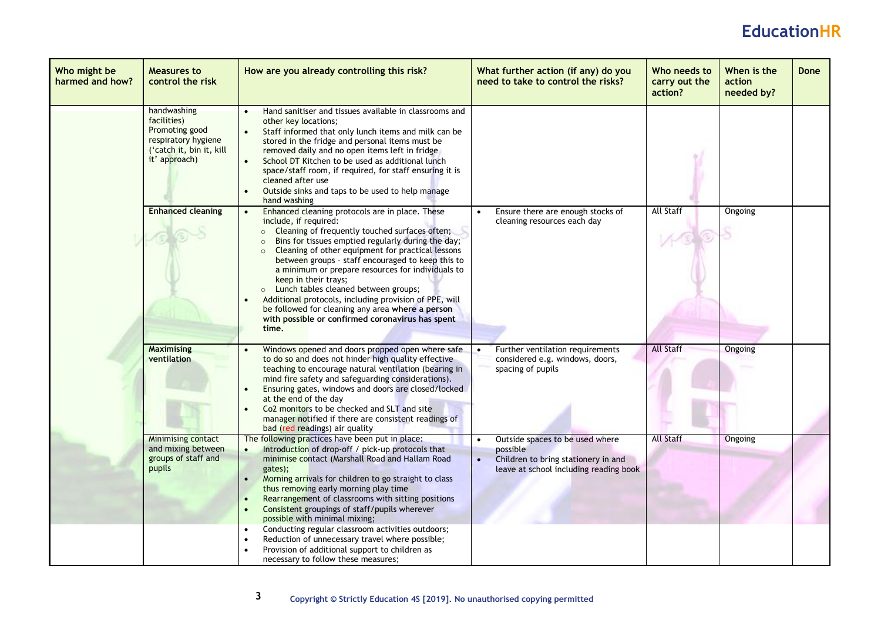| Who might be harmed and how? | Measures to control the risk | How are you already controlling this risk? | What further action (if any) do you need to take to control the risks? | Who needs to carry out the action? | When is the action needed by? | Done |
|---|---|---|---|---|---|---|
| | handwashing facilities)<br>Promoting good respiratory hygiene ('catch it, bin it, kill it' approach) | • Hand sanitiser and tissues available in classrooms and other key locations;<br>• Staff informed that only lunch items and milk can be stored in the fridge and personal items must be removed daily and no open items left in fridge<br>• School DT Kitchen to be used as additional lunch space/staff room, if required, for staff ensuring it is cleaned after use<br>• Outside sinks and taps to be used to help manage hand washing | | | | |
| | **Enhanced cleaning** | • Enhanced cleaning protocols are in place. These include, if required:<br>  ○ Cleaning of frequently touched surfaces often;<br>  ○ Bins for tissues emptied regularly during the day;<br>  ○ Cleaning of other equipment for practical lessons between groups - staff encouraged to keep this to a minimum or prepare resources for individuals to keep in their trays;<br>  ○ Lunch tables cleaned between groups;<br>• Additional protocols, including provision of PPE, will be followed for cleaning any area **where a person with possible or confirmed coronavirus has spent time.** | • Ensure there are enough stocks of cleaning resources each day | All Staff | Ongoing | |
| | **Maximising ventilation** | • Windows opened and doors propped open where safe to do so and does not hinder high quality effective teaching to encourage natural ventilation (bearing in mind fire safety and safeguarding considerations).<br>• Ensuring gates, windows and doors are closed/locked at the end of the day<br>• Co2 monitors to be checked and SLT and site manager notified if there are consistent readings of bad (red readings) air quality | • Further ventilation requirements considered e.g. windows, doors, spacing of pupils | All Staff | Ongoing | |
| | Minimising contact and mixing between groups of staff and pupils | The following practices have been put in place:<br>• Introduction of drop-off / pick-up protocols that minimise contact (Marshall Road and Hallam Road gates);<br>• Morning arrivals for children to go straight to class thus removing early morning play time<br>• Rearrangement of classrooms with sitting positions<br>• Consistent groupings of staff/pupils wherever possible with minimal mixing; | • Outside spaces to be used where possible<br>• Children to bring stationery in and leave at school including reading book | All Staff | Ongoing | |
| | | • Conducting regular classroom activities outdoors;<br>• Reduction of unnecessary travel where possible;<br>• Provision of additional support to children as necessary to follow these measures; | | | | |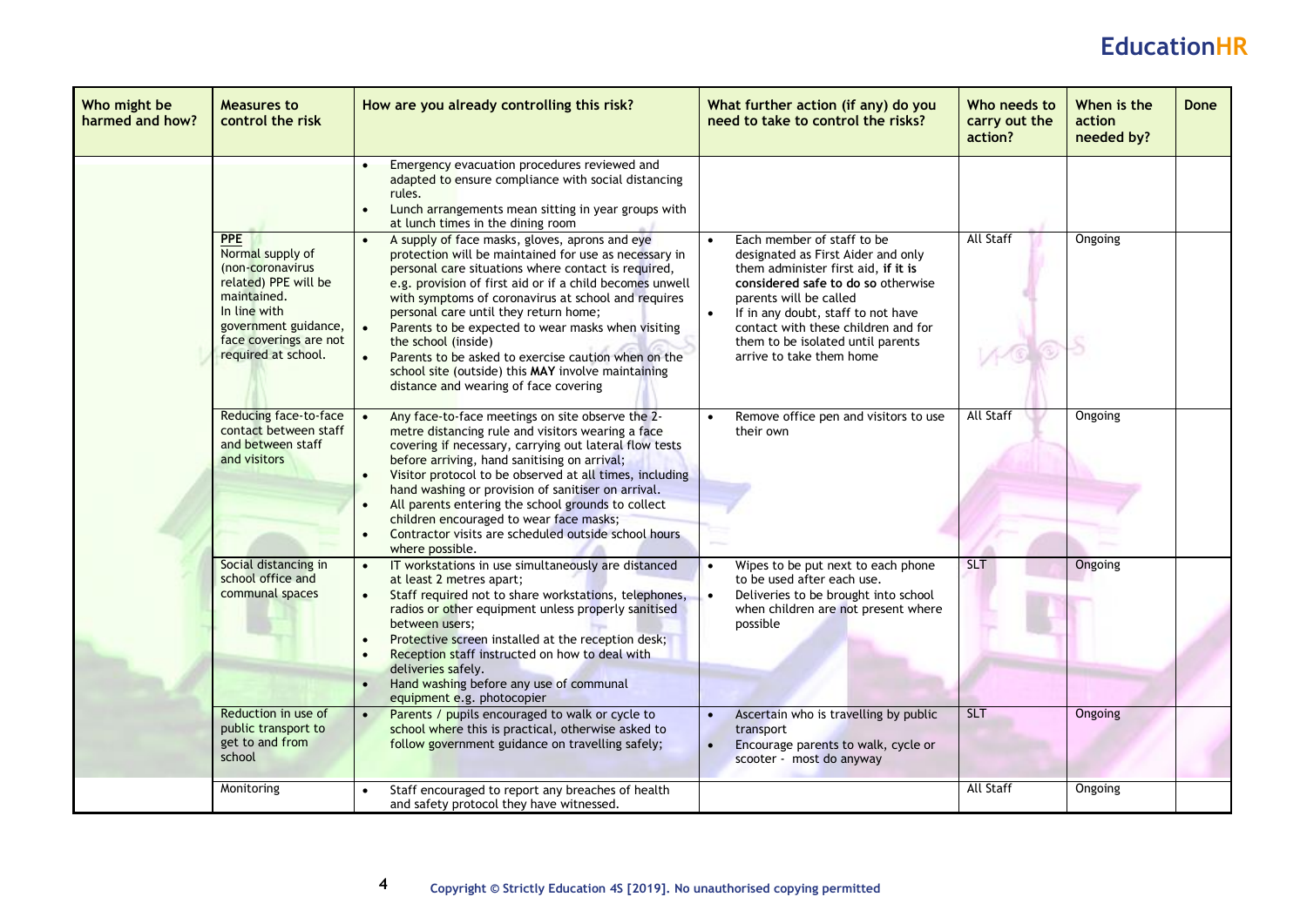| Who might be harmed and how? | Measures to control the risk | How are you already controlling this risk? | What further action (if any) do you need to take to control the risks? | Who needs to carry out the action? | When is the action needed by? | Done |
|---|---|---|---|---|---|---|
| | | • Emergency evacuation procedures reviewed and adapted to ensure compliance with social distancing rules.<br>• Lunch arrangements mean sitting in year groups with at lunch times in the dining room | | | | |
| | **PPE**<br>Normal supply of (non-coronavirus related) PPE will be maintained.<br>In line with government guidance, face coverings are not required at school. | • A supply of face masks, gloves, aprons and eye protection will be maintained for use as necessary in personal care situations where contact is required, e.g. provision of first aid or if a child becomes unwell with symptoms of coronavirus at school and requires personal care until they return home;<br>• Parents to be expected to wear masks when visiting the school (inside)<br>• Parents to be asked to exercise caution when on the school site (outside) this **MAY** involve maintaining distance and wearing of face covering | • Each member of staff to be designated as First Aider and only them administer first aid, **if it is considered safe to do so** otherwise parents will be called<br>• If in any doubt, staff to not have contact with these children and for them to be isolated until parents arrive to take them home | All Staff | Ongoing | |
| | Reducing face-to-face contact between staff and between staff and visitors | • Any face-to-face meetings on site observe the 2-metre distancing rule and visitors wearing a face covering if necessary, carrying out lateral flow tests before arriving, hand sanitising on arrival;<br>• Visitor protocol to be observed at all times, including hand washing or provision of sanitiser on arrival.<br>• All parents entering the school grounds to collect children encouraged to wear face masks;<br>• Contractor visits are scheduled outside school hours where possible. | • Remove office pen and visitors to use their own | All Staff | Ongoing | |
| | Social distancing in school office and communal spaces | • IT workstations in use simultaneously are distanced at least 2 metres apart;<br>• Staff required not to share workstations, telephones, radios or other equipment unless properly sanitised between users;<br>• Protective screen installed at the reception desk;<br>• Reception staff instructed on how to deal with deliveries safely.<br>• Hand washing before any use of communal equipment e.g. photocopier | • Wipes to be put next to each phone to be used after each use.<br>• Deliveries to be brought into school when children are not present where possible | SLT | Ongoing | |
| | Reduction in use of public transport to get to and from school | • Parents / pupils encouraged to walk or cycle to school where this is practical, otherwise asked to follow government guidance on travelling safely; | • Ascertain who is travelling by public transport<br>• Encourage parents to walk, cycle or scooter - most do anyway | SLT | Ongoing | |
| | Monitoring | • Staff encouraged to report any breaches of health and safety protocol they have witnessed. | | All Staff | Ongoing | |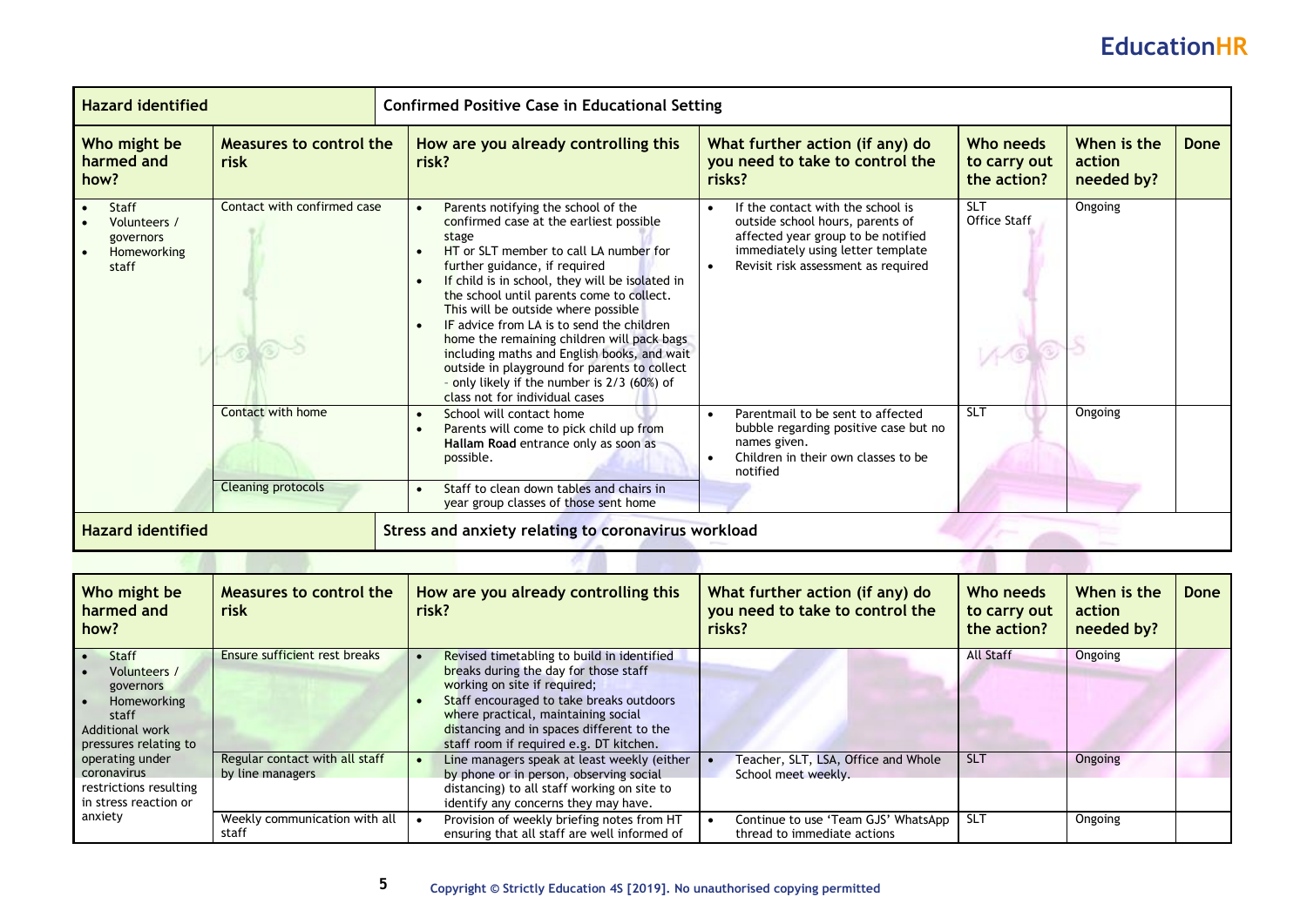| Hazard identified | Confirmed Positive Case in Educational Setting | | | | | |
|---|---|---|---|---|---|---|
| **Who might be harmed and how?** | **Measures to control the risk** | **How are you already controlling this risk?** | **What further action (if any) do you need to take to control the risks?** | **Who needs to carry out the action?** | **When is the action needed by?** | **Done** |
| • Staff<br>• Volunteers / governors<br>• Homeworking staff | Contact with confirmed case | • Parents notifying the school of the confirmed case at the earliest possible stage<br>• HT or SLT member to call LA number for further guidance, if required<br>• If child is in school, they will be isolated in the school until parents come to collect. This will be outside where possible<br>• IF advice from LA is to send the children home the remaining children will pack bags including maths and English books, and wait outside in playground for parents to collect - only likely if the number is 2/3 (60%) of class not for individual cases | • If the contact with the school is outside school hours, parents of affected year group to be notified immediately using letter template<br>• Revisit risk assessment as required | SLT<br>Office Staff | Ongoing | |
| | Contact with home | • School will contact home<br>• Parents will come to pick child up from **Hallam Road** entrance only as soon as possible. | • Parentmail to be sent to affected bubble regarding positive case but no names given.<br>• Children in their own classes to be notified | SLT | Ongoing | |
| | Cleaning protocols | • Staff to clean down tables and chairs in year group classes of those sent home | | | | |

| Hazard identified | Stress and anxiety relating to coronavirus workload | | | | | |
|---|---|---|---|---|---|---|
| **Who might be harmed and how?** | **Measures to control the risk** | **How are you already controlling this risk?** | **What further action (if any) do you need to take to control the risks?** | **Who needs to carry out the action?** | **When is the action needed by?** | **Done** |
| • Staff<br>• Volunteers / governors<br>• Homeworking staff<br>Additional work pressures relating to operating under coronavirus restrictions resulting in stress reaction or anxiety | Ensure sufficient rest breaks | • Revised timetabling to build in identified breaks during the day for those staff working on site if required;<br>• Staff encouraged to take breaks outdoors where practical, maintaining social distancing and in spaces different to the staff room if required e.g. DT kitchen. | | All Staff | Ongoing | |
| | Regular contact with all staff by line managers | • Line managers speak at least weekly (either by phone or in person, observing social distancing) to all staff working on site to identify any concerns they may have. | • Teacher, SLT, LSA, Office and Whole School meet weekly. | SLT | Ongoing | |
| | Weekly communication with all staff | • Provision of weekly briefing notes from HT ensuring that all staff are well informed of | • Continue to use 'Team GJS' WhatsApp thread to immediate actions | SLT | Ongoing | |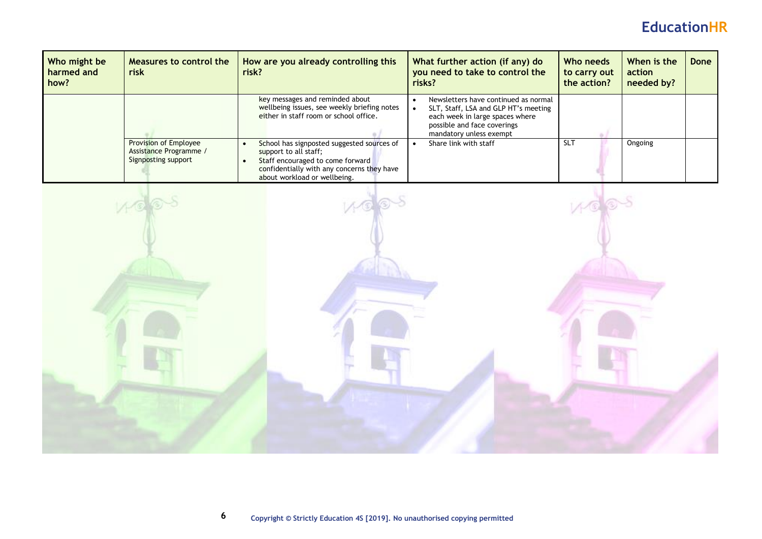| Who might be harmed and how? | Measures to control the risk | How are you already controlling this risk? | What further action (if any) do you need to take to control the risks? | Who needs to carry out the action? | When is the action needed by? | Done |
|---|---|---|---|---|---|---|
| | | key messages and reminded about wellbeing issues, see weekly briefing notes either in staff room or school office. | • Newsletters have continued as normal<br>• SLT, Staff, LSA and GLP HT's meeting each week in large spaces where possible and face coverings mandatory unless exempt | | | |
| | Provision of Employee Assistance Programme / Signposting support | • School has signposted suggested sources of support to all staff;<br>• Staff encouraged to come forward confidentially with any concerns they have about workload or wellbeing. | • Share link with staff | SLT | Ongoing | |